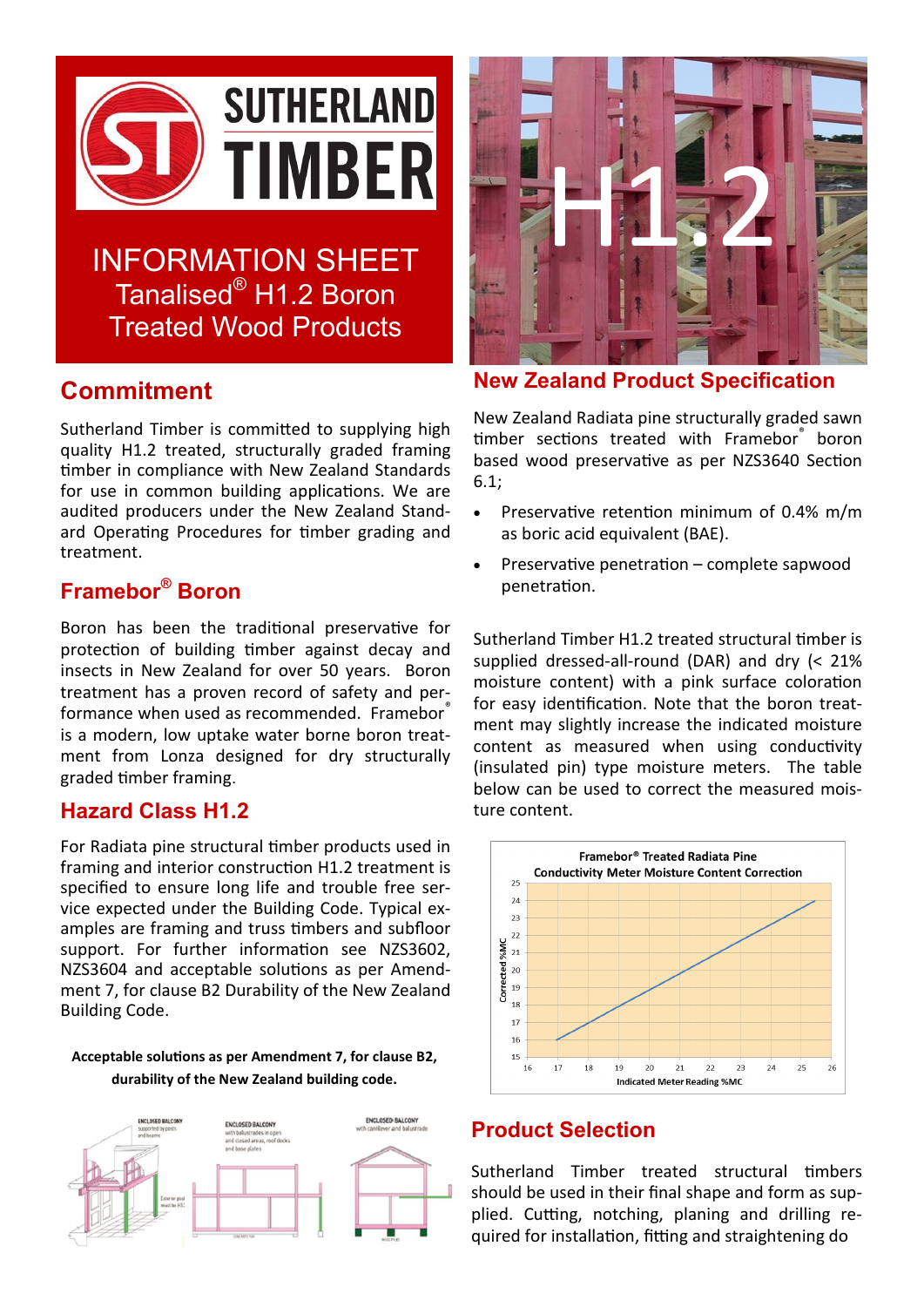# INFORMATION SHEET
## Tanalised® H1.2 Boron Treated Wood Products

## Commitment

Sutherland Timber is committed to supplying high quality H1.2 treated, structurally graded framing timber in compliance with New Zealand Standards for use in common building applications. We are audited producers under the New Zealand Standard Operating Procedures for timber grading and treatment.

## Framebor® Boron

Boron has been the traditional preservative for protection of building timber against decay and insects in New Zealand for over 50 years. Boron treatment has a proven record of safety and performance when used as recommended. Framebor® is a modern, low uptake water borne boron treatment from Lonza designed for dry structurally graded timber framing.

## Hazard Class H1.2

For Radiata pine structural timber products used in framing and interior construction H1.2 treatment is specified to ensure long life and trouble free service expected under the Building Code. Typical examples are framing and truss timbers and subfloor support. For further information see NZS3602, NZS3604 and acceptable solutions as per Amendment 7, for clause B2 Durability of the New Zealand Building Code.

**Acceptable solutions as per Amendment 7, for clause B2, durability of the New Zealand building code.**

## New Zealand Product Specification

New Zealand Radiata pine structurally graded sawn timber sections treated with Framebor® boron based wood preservative as per NZS3640 Section 6.1;

- Preservative retention minimum of 0.4% m/m as boric acid equivalent (BAE).
- Preservative penetration – complete sapwood penetration.

Sutherland Timber H1.2 treated structural timber is supplied dressed-all-round (DAR) and dry (< 21% moisture content) with a pink surface coloration for easy identification. Note that the boron treatment may slightly increase the indicated moisture content as measured when using conductivity (insulated pin) type moisture meters. The table below can be used to correct the measured moisture content.

**Framebor® Treated Radiata Pine Conductivity Meter Moisture Content Correction**

## Product Selection

Sutherland Timber treated structural timbers should be used in their final shape and form as supplied. Cutting, notching, planing and drilling required for installation, fitting and straightening do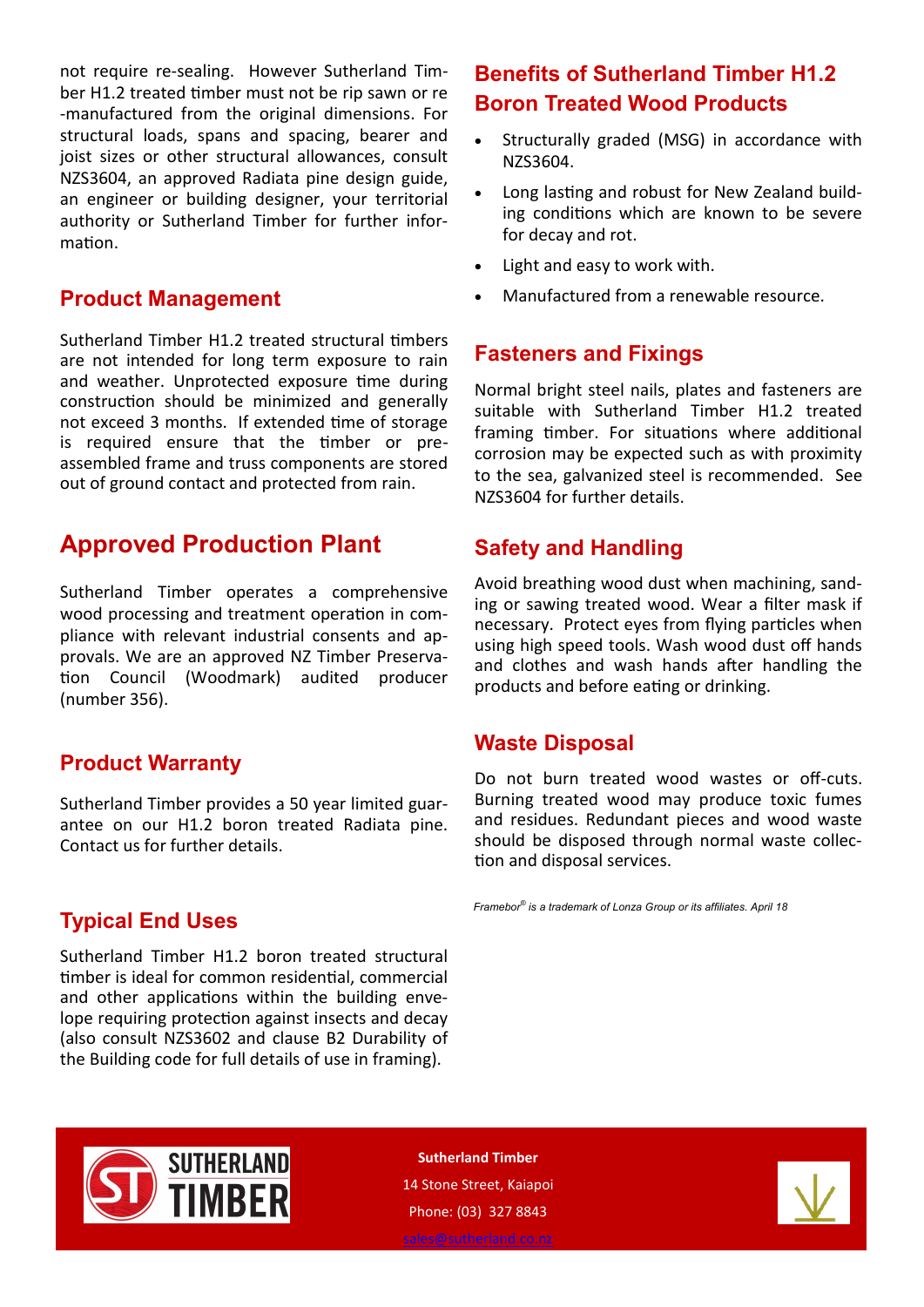not require re-sealing. However Sutherland Timber H1.2 treated timber must not be rip sawn or re-manufactured from the original dimensions. For structural loads, spans and spacing, bearer and joist sizes or other structural allowances, consult NZS3604, an approved Radiata pine design guide, an engineer or building designer, your territorial authority or Sutherland Timber for further information.

## Product Management

Sutherland Timber H1.2 treated structural timbers are not intended for long term exposure to rain and weather. Unprotected exposure time during construction should be minimized and generally not exceed 3 months. If extended time of storage is required ensure that the timber or pre-assembled frame and truss components are stored out of ground contact and protected from rain.

# Approved Production Plant

Sutherland Timber operates a comprehensive wood processing and treatment operation in compliance with relevant industrial consents and approvals. We are an approved NZ Timber Preservation Council (Woodmark) audited producer (number 356).

## Product Warranty

Sutherland Timber provides a 50 year limited guarantee on our H1.2 boron treated Radiata pine. Contact us for further details.

## Typical End Uses

Sutherland Timber H1.2 boron treated structural timber is ideal for common residential, commercial and other applications within the building envelope requiring protection against insects and decay (also consult NZS3602 and clause B2 Durability of the Building code for full details of use in framing).

## Benefits of Sutherland Timber H1.2 Boron Treated Wood Products

- Structurally graded (MSG) in accordance with NZS3604.
- Long lasting and robust for New Zealand building conditions which are known to be severe for decay and rot.
- Light and easy to work with.
- Manufactured from a renewable resource.

## Fasteners and Fixings

Normal bright steel nails, plates and fasteners are suitable with Sutherland Timber H1.2 treated framing timber. For situations where additional corrosion may be expected such as with proximity to the sea, galvanized steel is recommended. See NZS3604 for further details.

## Safety and Handling

Avoid breathing wood dust when machining, sanding or sawing treated wood. Wear a filter mask if necessary. Protect eyes from flying particles when using high speed tools. Wash wood dust off hands and clothes and wash hands after handling the products and before eating or drinking.

## Waste Disposal

Do not burn treated wood wastes or off-cuts. Burning treated wood may produce toxic fumes and residues. Redundant pieces and wood waste should be disposed through normal waste collection and disposal services.

*Framebor® is a trademark of Lonza Group or its affiliates. April 18*

**Sutherland Timber**
14 Stone Street, Kaiapoi
Phone: (03) 327 8843
sales@sutherland.co.nz